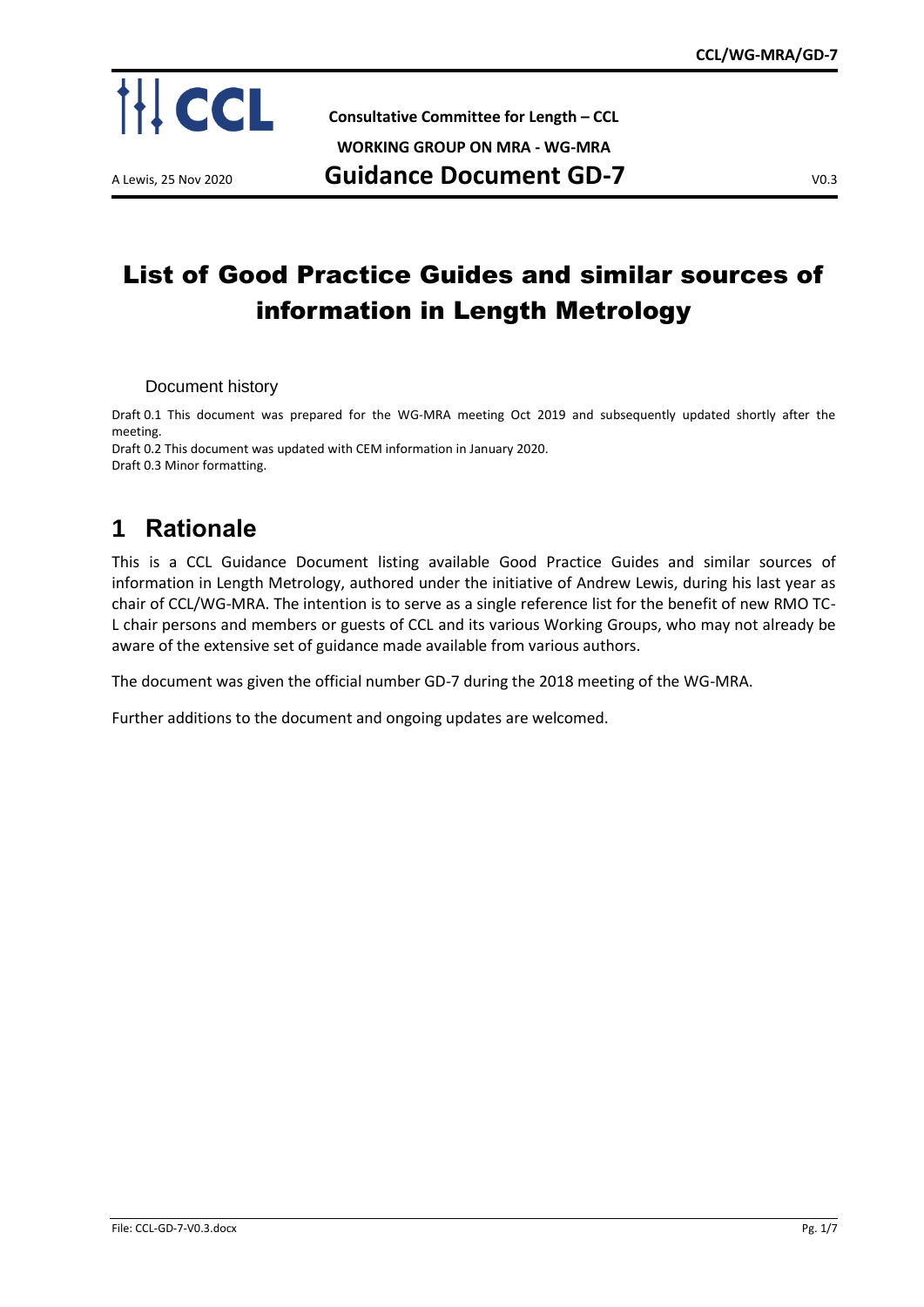**Consultative Committee for Length – CCL**

**WORKING GROUP ON MRA - WG-MRA**

A Lewis, 25 Nov 2020 **Guidance Document GD-7** V0.3

# List of Good Practice Guides and similar sources of information in Length Metrology

Document history

Draft 0.1 This document was prepared for the WG-MRA meeting Oct 2019 and subsequently updated shortly after the meeting.
Draft 0.2 This document was updated with CEM information in January 2020.
Draft 0.3 Minor formatting.

## 1 Rationale

This is a CCL Guidance Document listing available Good Practice Guides and similar sources of information in Length Metrology, authored under the initiative of Andrew Lewis, during his last year as chair of CCL/WG-MRA. The intention is to serve as a single reference list for the benefit of new RMO TC-L chair persons and members or guests of CCL and its various Working Groups, who may not already be aware of the extensive set of guidance made available from various authors.

The document was given the official number GD-7 during the 2018 meeting of the WG-MRA.

Further additions to the document and ongoing updates are welcomed.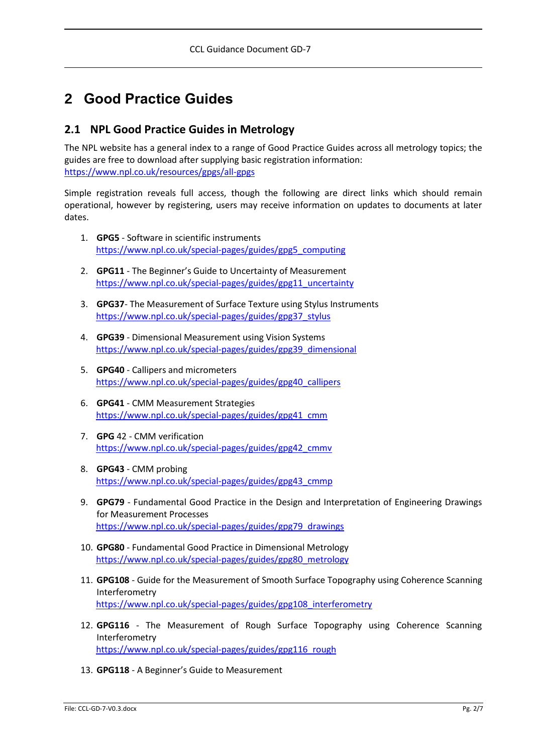# 2 Good Practice Guides

## 2.1 NPL Good Practice Guides in Metrology

The NPL website has a general index to a range of Good Practice Guides across all metrology topics; the guides are free to download after supplying basic registration information:
https://www.npl.co.uk/resources/gpgs/all-gpgs

Simple registration reveals full access, though the following are direct links which should remain operational, however by registering, users may receive information on updates to documents at later dates.

1. **GPG5** - Software in scientific instruments
   https://www.npl.co.uk/special-pages/guides/gpg5_computing

2. **GPG11** - The Beginner's Guide to Uncertainty of Measurement
   https://www.npl.co.uk/special-pages/guides/gpg11_uncertainty

3. **GPG37**- The Measurement of Surface Texture using Stylus Instruments
   https://www.npl.co.uk/special-pages/guides/gpg37_stylus

4. **GPG39** - Dimensional Measurement using Vision Systems
   https://www.npl.co.uk/special-pages/guides/gpg39_dimensional

5. **GPG40** - Callipers and micrometers
   https://www.npl.co.uk/special-pages/guides/gpg40_callipers

6. **GPG41** - CMM Measurement Strategies
   https://www.npl.co.uk/special-pages/guides/gpg41_cmm

7. **GPG** 42 - CMM verification
   https://www.npl.co.uk/special-pages/guides/gpg42_cmmv

8. **GPG43** - CMM probing
   https://www.npl.co.uk/special-pages/guides/gpg43_cmmp

9. **GPG79** - Fundamental Good Practice in the Design and Interpretation of Engineering Drawings for Measurement Processes
   https://www.npl.co.uk/special-pages/guides/gpg79_drawings

10. **GPG80** - Fundamental Good Practice in Dimensional Metrology
    https://www.npl.co.uk/special-pages/guides/gpg80_metrology

11. **GPG108** - Guide for the Measurement of Smooth Surface Topography using Coherence Scanning Interferometry
    https://www.npl.co.uk/special-pages/guides/gpg108_interferometry

12. **GPG116** - The Measurement of Rough Surface Topography using Coherence Scanning Interferometry
    https://www.npl.co.uk/special-pages/guides/gpg116_rough

13. **GPG118** - A Beginner's Guide to Measurement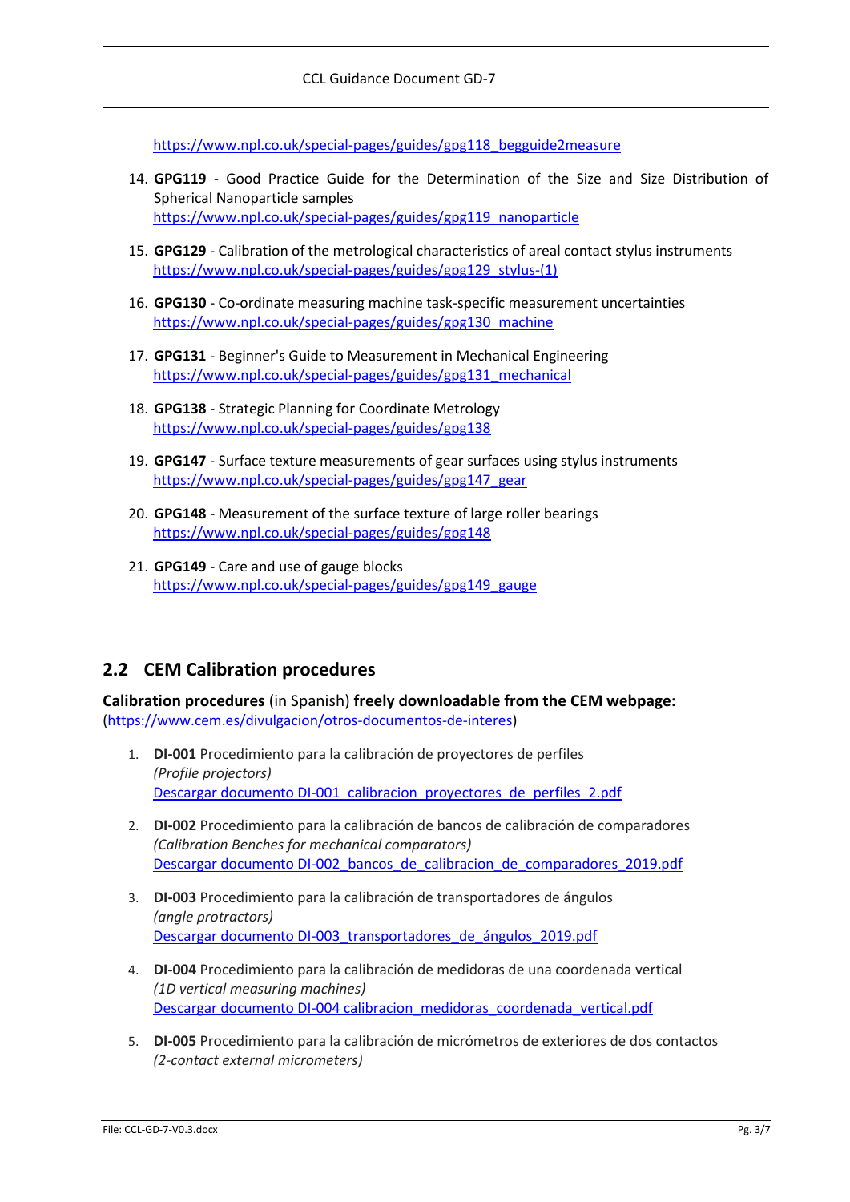https://www.npl.co.uk/special-pages/guides/gpg118_begguide2measure

14. **GPG119** - Good Practice Guide for the Determination of the Size and Size Distribution of Spherical Nanoparticle samples
    https://www.npl.co.uk/special-pages/guides/gpg119_nanoparticle

15. **GPG129** - Calibration of the metrological characteristics of areal contact stylus instruments
    https://www.npl.co.uk/special-pages/guides/gpg129_stylus-(1)

16. **GPG130** - Co-ordinate measuring machine task-specific measurement uncertainties
    https://www.npl.co.uk/special-pages/guides/gpg130_machine

17. **GPG131** - Beginner's Guide to Measurement in Mechanical Engineering
    https://www.npl.co.uk/special-pages/guides/gpg131_mechanical

18. **GPG138** - Strategic Planning for Coordinate Metrology
    https://www.npl.co.uk/special-pages/guides/gpg138

19. **GPG147** - Surface texture measurements of gear surfaces using stylus instruments
    https://www.npl.co.uk/special-pages/guides/gpg147_gear

20. **GPG148** - Measurement of the surface texture of large roller bearings
    https://www.npl.co.uk/special-pages/guides/gpg148

21. **GPG149** - Care and use of gauge blocks
    https://www.npl.co.uk/special-pages/guides/gpg149_gauge

## 2.2 CEM Calibration procedures

**Calibration procedures** (in Spanish) **freely downloadable from the CEM webpage:**
(https://www.cem.es/divulgacion/otros-documentos-de-interes)

1. **DI-001** Procedimiento para la calibración de proyectores de perfiles
   *(Profile projectors)*
   Descargar documento DI-001_calibracion_proyectores_de_perfiles_2.pdf

2. **DI-002** Procedimiento para la calibración de bancos de calibración de comparadores
   *(Calibration Benches for mechanical comparators)*
   Descargar documento DI-002_bancos_de_calibracion_de_comparadores_2019.pdf

3. **DI-003** Procedimiento para la calibración de transportadores de ángulos
   *(angle protractors)*
   Descargar documento DI-003_transportadores_de_ángulos_2019.pdf

4. **DI-004** Procedimiento para la calibración de medidoras de una coordenada vertical
   *(1D vertical measuring machines)*
   Descargar documento DI-004 calibracion_medidoras_coordenada_vertical.pdf

5. **DI-005** Procedimiento para la calibración de micrómetros de exteriores de dos contactos
   *(2-contact external micrometers)*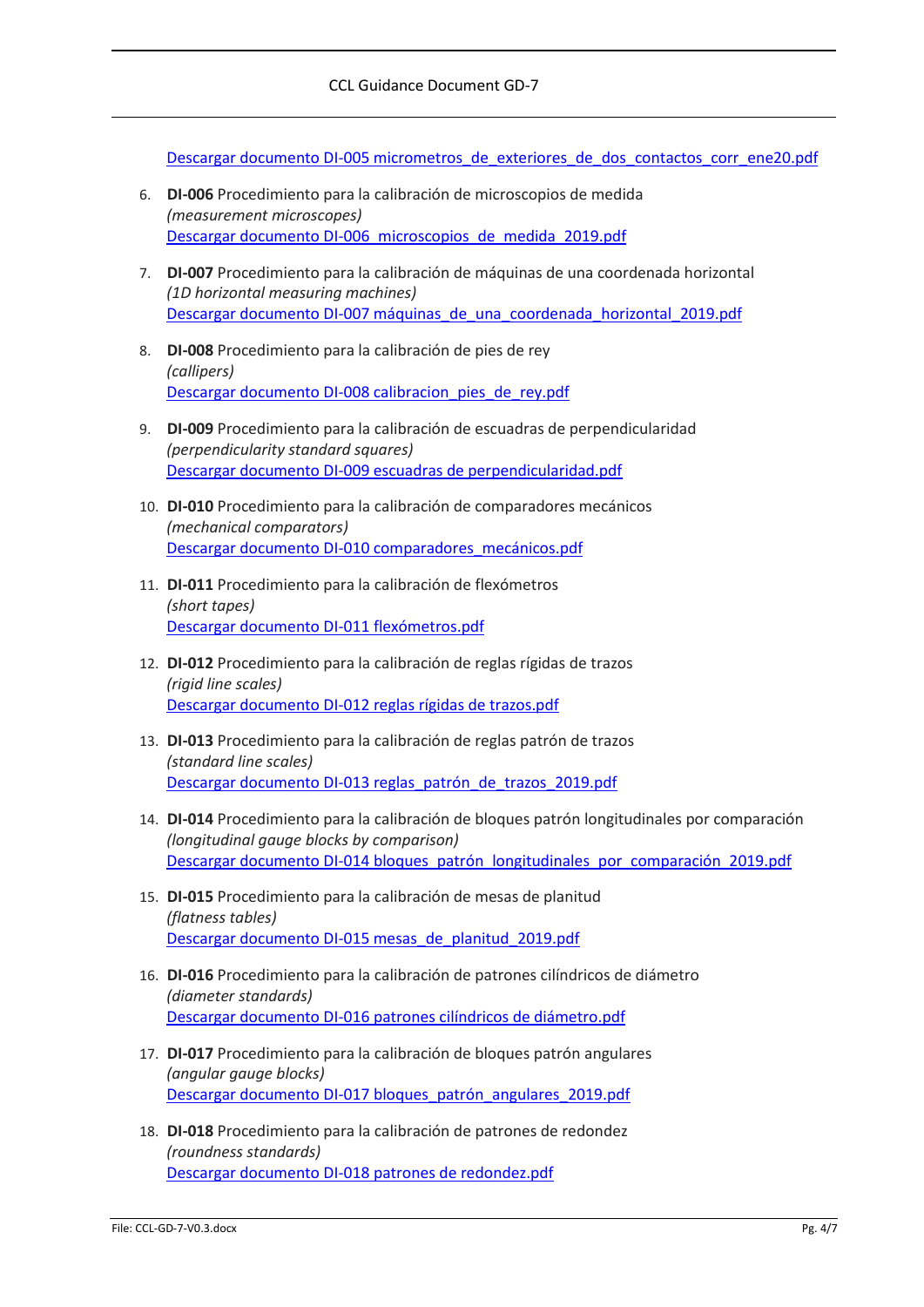[Descargar documento DI-005 micrometros_de_exteriores_de_dos_contactos_corr_ene20.pdf]

6. **DI-006** Procedimiento para la calibración de microscopios de medida
   *(measurement microscopes)*
   [Descargar documento DI-006_microscopios_de_medida_2019.pdf]

7. **DI-007** Procedimiento para la calibración de máquinas de una coordenada horizontal
   *(1D horizontal measuring machines)*
   [Descargar documento DI-007 máquinas_de_una_coordenada_horizontal_2019.pdf]

8. **DI-008** Procedimiento para la calibración de pies de rey
   *(callipers)*
   [Descargar documento DI-008 calibracion_pies_de_rey.pdf]

9. **DI-009** Procedimiento para la calibración de escuadras de perpendicularidad
   *(perpendicularity standard squares)*
   [Descargar documento DI-009 escuadras de perpendicularidad.pdf]

10. **DI-010** Procedimiento para la calibración de comparadores mecánicos
    *(mechanical comparators)*
    [Descargar documento DI-010 comparadores_mecánicos.pdf]

11. **DI-011** Procedimiento para la calibración de flexómetros
    *(short tapes)*
    [Descargar documento DI-011 flexómetros.pdf]

12. **DI-012** Procedimiento para la calibración de reglas rígidas de trazos
    *(rigid line scales)*
    [Descargar documento DI-012 reglas rígidas de trazos.pdf]

13. **DI-013** Procedimiento para la calibración de reglas patrón de trazos
    *(standard line scales)*
    [Descargar documento DI-013 reglas_patrón_de_trazos_2019.pdf]

14. **DI-014** Procedimiento para la calibración de bloques patrón longitudinales por comparación
    *(longitudinal gauge blocks by comparison)*
    [Descargar documento DI-014 bloques_patrón_longitudinales_por_comparación_2019.pdf]

15. **DI-015** Procedimiento para la calibración de mesas de planitud
    *(flatness tables)*
    [Descargar documento DI-015 mesas_de_planitud_2019.pdf]

16. **DI-016** Procedimiento para la calibración de patrones cilíndricos de diámetro
    *(diameter standards)*
    [Descargar documento DI-016 patrones cilíndricos de diámetro.pdf]

17. **DI-017** Procedimiento para la calibración de bloques patrón angulares
    *(angular gauge blocks)*
    [Descargar documento DI-017 bloques_patrón_angulares_2019.pdf]

18. **DI-018** Procedimiento para la calibración de patrones de redondez
    *(roundness standards)*
    [Descargar documento DI-018 patrones de redondez.pdf]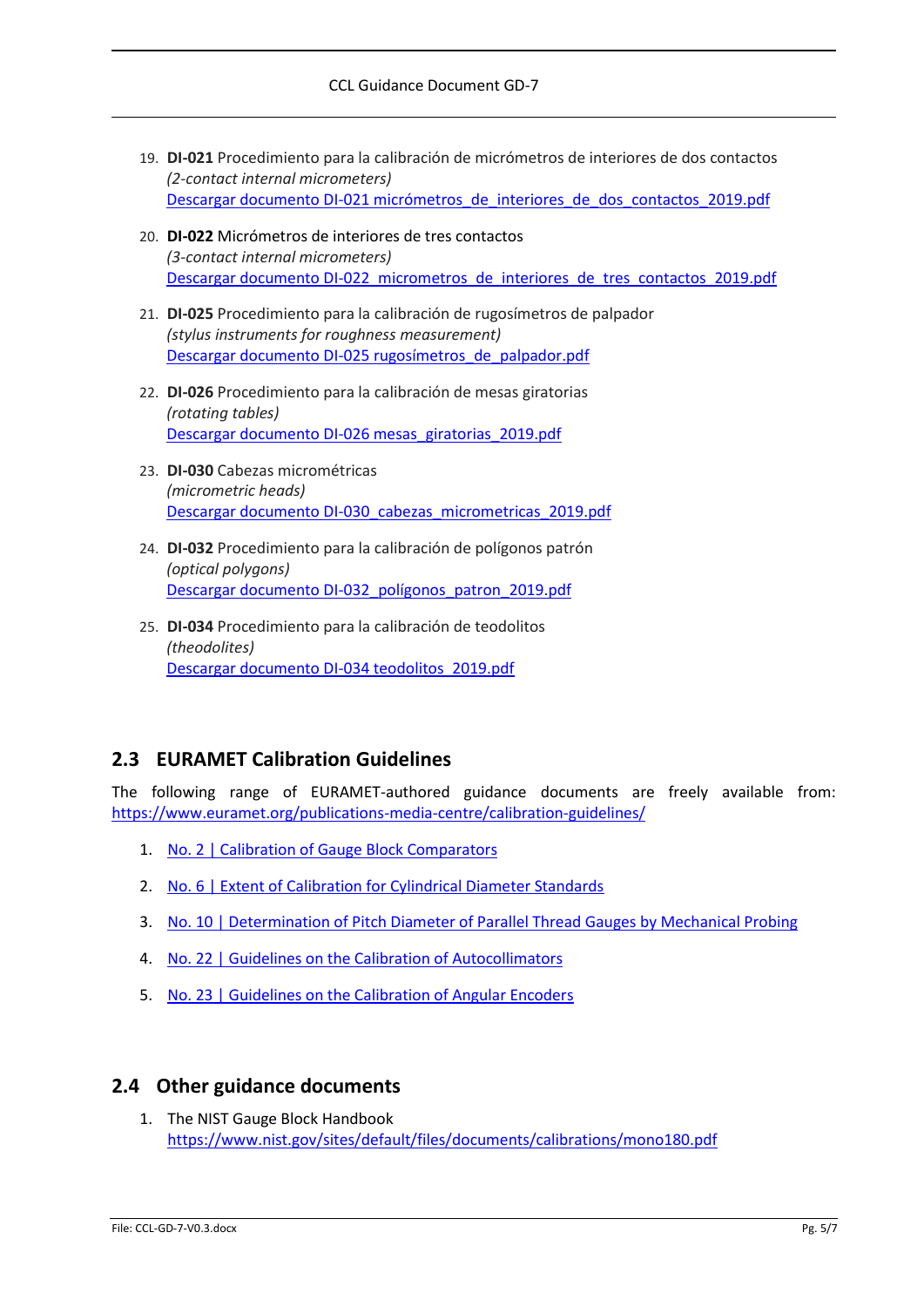19. **DI-021** Procedimiento para la calibración de micrómetros de interiores de dos contactos
    *(2-contact internal micrometers)*
    Descargar documento DI-021 micrómetros_de_interiores_de_dos_contactos_2019.pdf

20. **DI-022** Micrómetros de interiores de tres contactos
    *(3-contact internal micrometers)*
    Descargar documento DI-022_micrometros_de_interiores_de_tres_contactos_2019.pdf

21. **DI-025** Procedimiento para la calibración de rugosímetros de palpador
    *(stylus instruments for roughness measurement)*
    Descargar documento DI-025 rugosímetros_de_palpador.pdf

22. **DI-026** Procedimiento para la calibración de mesas giratorias
    *(rotating tables)*
    Descargar documento DI-026 mesas_giratorias_2019.pdf

23. **DI-030** Cabezas micrométricas
    *(micrometric heads)*
    Descargar documento DI-030_cabezas_micrometricas_2019.pdf

24. **DI-032** Procedimiento para la calibración de polígonos patrón
    *(optical polygons)*
    Descargar documento DI-032_polígonos_patron_2019.pdf

25. **DI-034** Procedimiento para la calibración de teodolitos
    *(theodolites)*
    Descargar documento DI-034 teodolitos_2019.pdf

## 2.3 EURAMET Calibration Guidelines

The following range of EURAMET-authored guidance documents are freely available from: https://www.euramet.org/publications-media-centre/calibration-guidelines/

1. No. 2 | Calibration of Gauge Block Comparators
2. No. 6 | Extent of Calibration for Cylindrical Diameter Standards
3. No. 10 | Determination of Pitch Diameter of Parallel Thread Gauges by Mechanical Probing
4. No. 22 | Guidelines on the Calibration of Autocollimators
5. No. 23 | Guidelines on the Calibration of Angular Encoders

## 2.4 Other guidance documents

1. The NIST Gauge Block Handbook
   https://www.nist.gov/sites/default/files/documents/calibrations/mono180.pdf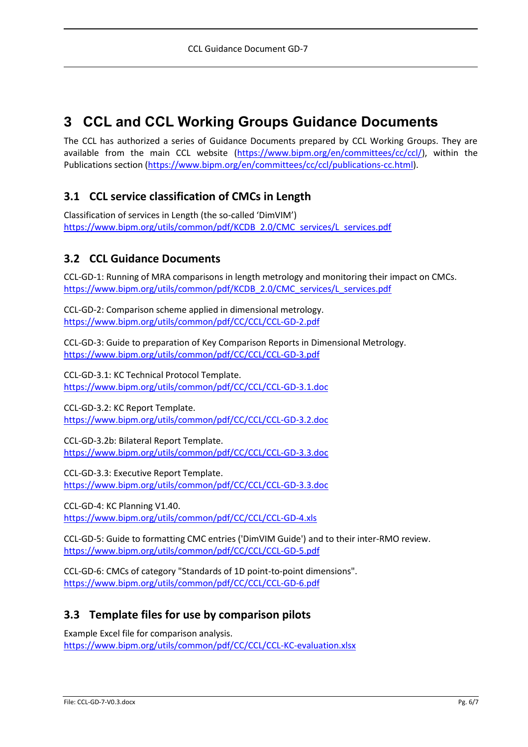# 3 CCL and CCL Working Groups Guidance Documents

The CCL has authorized a series of Guidance Documents prepared by CCL Working Groups. They are available from the main CCL website (https://www.bipm.org/en/committees/cc/ccl/), within the Publications section (https://www.bipm.org/en/committees/cc/ccl/publications-cc.html).

## 3.1 CCL service classification of CMCs in Length

Classification of services in Length (the so-called 'DimVIM')
https://www.bipm.org/utils/common/pdf/KCDB_2.0/CMC_services/L_services.pdf

## 3.2 CCL Guidance Documents

CCL-GD-1: Running of MRA comparisons in length metrology and monitoring their impact on CMCs.
https://www.bipm.org/utils/common/pdf/KCDB_2.0/CMC_services/L_services.pdf

CCL-GD-2: Comparison scheme applied in dimensional metrology.
https://www.bipm.org/utils/common/pdf/CC/CCL/CCL-GD-2.pdf

CCL-GD-3: Guide to preparation of Key Comparison Reports in Dimensional Metrology.
https://www.bipm.org/utils/common/pdf/CC/CCL/CCL-GD-3.pdf

CCL-GD-3.1: KC Technical Protocol Template.
https://www.bipm.org/utils/common/pdf/CC/CCL/CCL-GD-3.1.doc

CCL-GD-3.2: KC Report Template.
https://www.bipm.org/utils/common/pdf/CC/CCL/CCL-GD-3.2.doc

CCL-GD-3.2b: Bilateral Report Template.
https://www.bipm.org/utils/common/pdf/CC/CCL/CCL-GD-3.3.doc

CCL-GD-3.3: Executive Report Template.
https://www.bipm.org/utils/common/pdf/CC/CCL/CCL-GD-3.3.doc

CCL-GD-4: KC Planning V1.40.
https://www.bipm.org/utils/common/pdf/CC/CCL/CCL-GD-4.xls

CCL-GD-5: Guide to formatting CMC entries ('DimVIM Guide') and to their inter-RMO review.
https://www.bipm.org/utils/common/pdf/CC/CCL/CCL-GD-5.pdf

CCL-GD-6: CMCs of category "Standards of 1D point-to-point dimensions".
https://www.bipm.org/utils/common/pdf/CC/CCL/CCL-GD-6.pdf

## 3.3 Template files for use by comparison pilots

Example Excel file for comparison analysis.
https://www.bipm.org/utils/common/pdf/CC/CCL/CCL-KC-evaluation.xlsx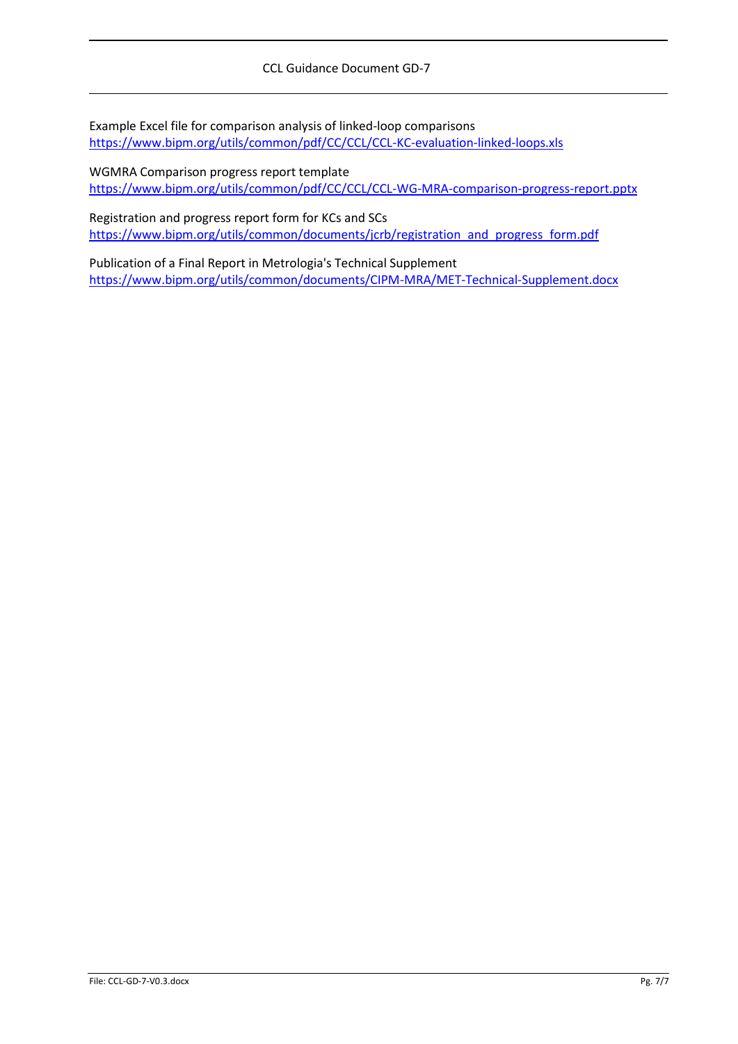Example Excel file for comparison analysis of linked-loop comparisons
https://www.bipm.org/utils/common/pdf/CC/CCL/CCL-KC-evaluation-linked-loops.xls

WGMRA Comparison progress report template
https://www.bipm.org/utils/common/pdf/CC/CCL/CCL-WG-MRA-comparison-progress-report.pptx

Registration and progress report form for KCs and SCs
https://www.bipm.org/utils/common/documents/jcrb/registration_and_progress_form.pdf

Publication of a Final Report in Metrologia's Technical Supplement
https://www.bipm.org/utils/common/documents/CIPM-MRA/MET-Technical-Supplement.docx